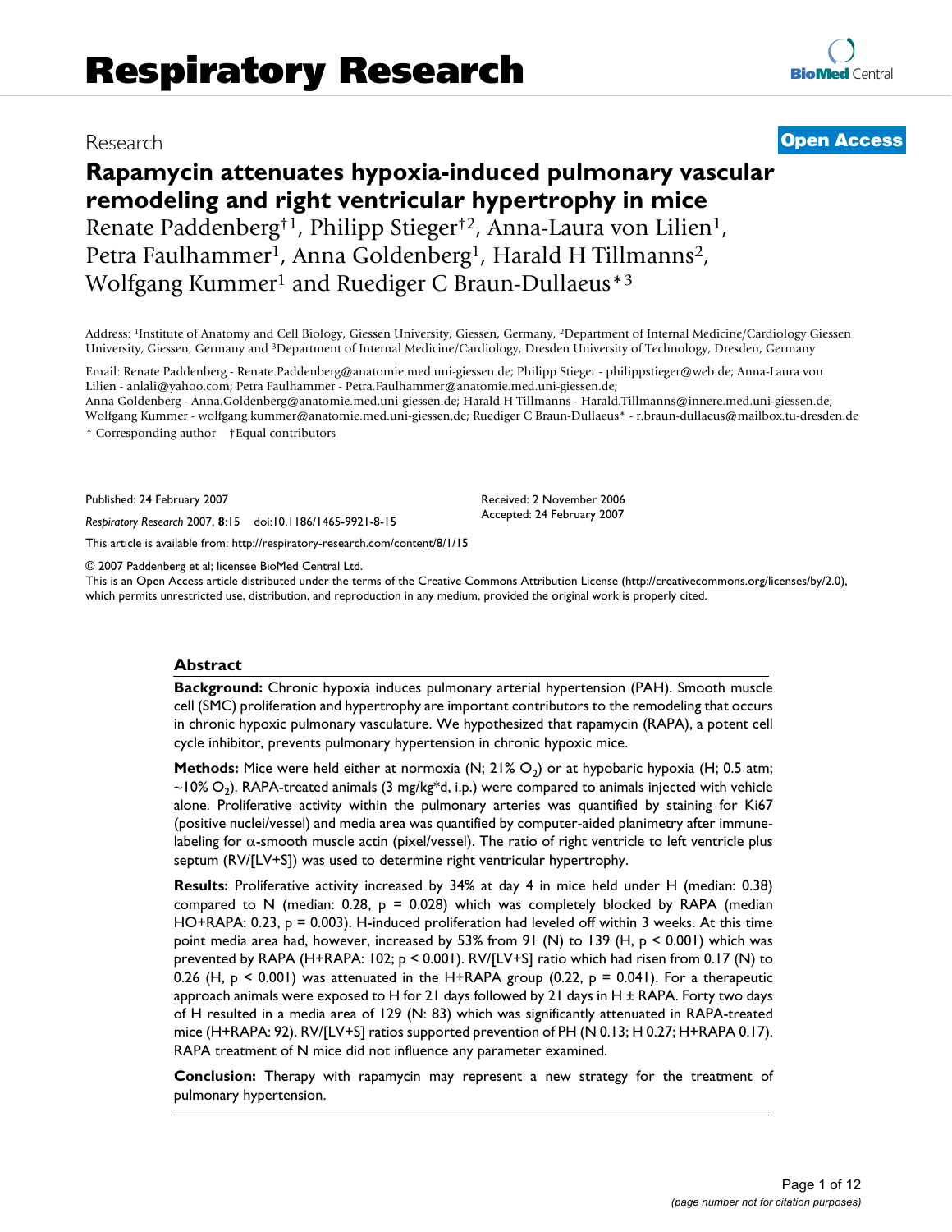Research

**Open Access**

# Rapamycin attenuates hypoxia-induced pulmonary vascular remodeling and right ventricular hypertrophy in mice

Renate Paddenberg[†1], Philipp Stieger[†2], Anna-Laura von Lilien[1], Petra Faulhammer[1], Anna Goldenberg[1], Harald H Tillmanns[2], Wolfgang Kummer[1] and Ruediger C Braun-Dullaeus*[3]

Address: [1]Institute of Anatomy and Cell Biology, Giessen University, Giessen, Germany, [2]Department of Internal Medicine/Cardiology Giessen University, Giessen, Germany and [3]Department of Internal Medicine/Cardiology, Dresden University of Technology, Dresden, Germany

Email: Renate Paddenberg - Renate.Paddenberg@anatomie.med.uni-giessen.de; Philipp Stieger - philippstieger@web.de; Anna-Laura von Lilien - anlali@yahoo.com; Petra Faulhammer - Petra.Faulhammer@anatomie.med.uni-giessen.de; Anna Goldenberg - Anna.Goldenberg@anatomie.med.uni-giessen.de; Harald H Tillmanns - Harald.Tillmanns@innere.med.uni-giessen.de; Wolfgang Kummer - wolfgang.kummer@anatomie.med.uni-giessen.de; Ruediger C Braun-Dullaeus* - r.braun-dullaeus@mailbox.tu-dresden.de

\* Corresponding author †Equal contributors

Published: 24 February 2007

*Respiratory Research* 2007, **8**:15 doi:10.1186/1465-9921-8-15

Received: 2 November 2006
Accepted: 24 February 2007

This article is available from: http://respiratory-research.com/content/8/1/15

© 2007 Paddenberg et al; licensee BioMed Central Ltd.
This is an Open Access article distributed under the terms of the Creative Commons Attribution License (http://creativecommons.org/licenses/by/2.0), which permits unrestricted use, distribution, and reproduction in any medium, provided the original work is properly cited.

## Abstract

**Background:** Chronic hypoxia induces pulmonary arterial hypertension (PAH). Smooth muscle cell (SMC) proliferation and hypertrophy are important contributors to the remodeling that occurs in chronic hypoxic pulmonary vasculature. We hypothesized that rapamycin (RAPA), a potent cell cycle inhibitor, prevents pulmonary hypertension in chronic hypoxic mice.

**Methods:** Mice were held either at normoxia (N; 21% $O_2$) or at hypobaric hypoxia (H; 0.5 atm; ~10% $O_2$). RAPA-treated animals (3 mg/kg*d, i.p.) were compared to animals injected with vehicle alone. Proliferative activity within the pulmonary arteries was quantified by staining for Ki67 (positive nuclei/vessel) and media area was quantified by computer-aided planimetry after immune-labeling for α-smooth muscle actin (pixel/vessel). The ratio of right ventricle to left ventricle plus septum (RV/[LV+S]) was used to determine right ventricular hypertrophy.

**Results:** Proliferative activity increased by 34% at day 4 in mice held under H (median: 0.38) compared to N (median: 0.28, $p = 0.028$) which was completely blocked by RAPA (median HO+RAPA: 0.23, $p = 0.003$). H-induced proliferation had leveled off within 3 weeks. At this time point media area had, however, increased by 53% from 91 (N) to 139 (H, $p < 0.001$) which was prevented by RAPA (H+RAPA: 102; $p < 0.001$). RV/[LV+S] ratio which had risen from 0.17 (N) to 0.26 (H, $p < 0.001$) was attenuated in the H+RAPA group (0.22, $p = 0.041$). For a therapeutic approach animals were exposed to H for 21 days followed by 21 days in H ± RAPA. Forty two days of H resulted in a media area of 129 (N: 83) which was significantly attenuated in RAPA-treated mice (H+RAPA: 92). RV/[LV+S] ratios supported prevention of PH (N 0.13; H 0.27; H+RAPA 0.17). RAPA treatment of N mice did not influence any parameter examined.

**Conclusion:** Therapy with rapamycin may represent a new strategy for the treatment of pulmonary hypertension.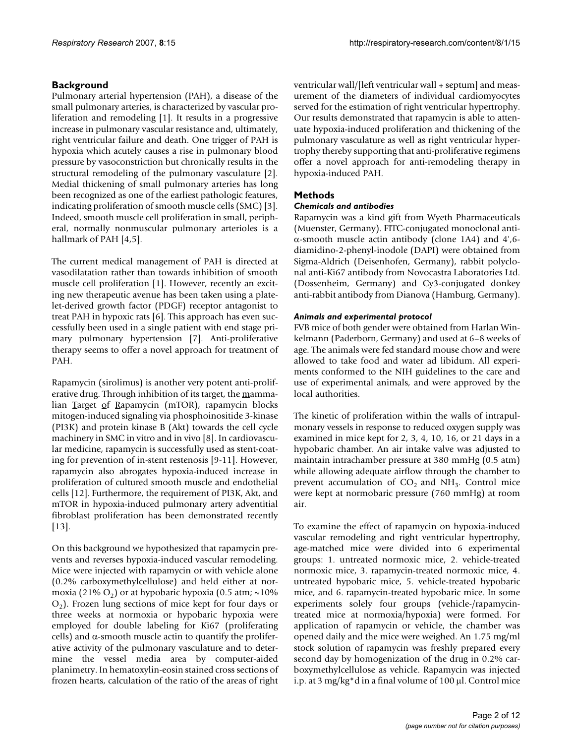## Background

Pulmonary arterial hypertension (PAH), a disease of the small pulmonary arteries, is characterized by vascular proliferation and remodeling [1]. It results in a progressive increase in pulmonary vascular resistance and, ultimately, right ventricular failure and death. One trigger of PAH is hypoxia which acutely causes a rise in pulmonary blood pressure by vasoconstriction but chronically results in the structural remodeling of the pulmonary vasculature [2]. Medial thickening of small pulmonary arteries has long been recognized as one of the earliest pathologic features, indicating proliferation of smooth muscle cells (SMC) [3]. Indeed, smooth muscle cell proliferation in small, peripheral, normally nonmuscular pulmonary arterioles is a hallmark of PAH [4,5].

The current medical management of PAH is directed at vasodilatation rather than towards inhibition of smooth muscle cell proliferation [1]. However, recently an exciting new therapeutic avenue has been taken using a platelet-derived growth factor (PDGF) receptor antagonist to treat PAH in hypoxic rats [6]. This approach has even successfully been used in a single patient with end stage primary pulmonary hypertension [7]. Anti-proliferative therapy seems to offer a novel approach for treatment of PAH.

Rapamycin (sirolimus) is another very potent anti-proliferative drug. Through inhibition of its target, the mammalian Target of Rapamycin (mTOR), rapamycin blocks mitogen-induced signaling via phosphoinositide 3-kinase (PI3K) and protein kinase B (Akt) towards the cell cycle machinery in SMC in vitro and in vivo [8]. In cardiovascular medicine, rapamycin is successfully used as stent-coating for prevention of in-stent restenosis [9-11]. However, rapamycin also abrogates hypoxia-induced increase in proliferation of cultured smooth muscle and endothelial cells [12]. Furthermore, the requirement of PI3K, Akt, and mTOR in hypoxia-induced pulmonary artery adventitial fibroblast proliferation has been demonstrated recently [13].

On this background we hypothesized that rapamycin prevents and reverses hypoxia-induced vascular remodeling. Mice were injected with rapamycin or with vehicle alone (0.2% carboxymethylcellulose) and held either at normoxia (21% $O_2$) or at hypobaric hypoxia (0.5 atm; ~10% $O_2$). Frozen lung sections of mice kept for four days or three weeks at normoxia or hypobaric hypoxia were employed for double labeling for Ki67 (proliferating cells) and α-smooth muscle actin to quantify the proliferative activity of the pulmonary vasculature and to determine the vessel media area by computer-aided planimetry. In hematoxylin-eosin stained cross sections of frozen hearts, calculation of the ratio of the areas of right ventricular wall/[left ventricular wall + septum] and measurement of the diameters of individual cardiomyocytes served for the estimation of right ventricular hypertrophy. Our results demonstrated that rapamycin is able to attenuate hypoxia-induced proliferation and thickening of the pulmonary vasculature as well as right ventricular hypertrophy thereby supporting that anti-proliferative regimens offer a novel approach for anti-remodeling therapy in hypoxia-induced PAH.

## Methods

### *Chemicals and antibodies*

Rapamycin was a kind gift from Wyeth Pharmaceuticals (Muenster, Germany). FITC-conjugated monoclonal anti-α-smooth muscle actin antibody (clone 1A4) and 4',6-diamidino-2-phenyl-inodole (DAPI) were obtained from Sigma-Aldrich (Deisenhofen, Germany), rabbit polyclonal anti-Ki67 antibody from Novocastra Laboratories Ltd. (Dossenheim, Germany) and Cy3-conjugated donkey anti-rabbit antibody from Dianova (Hamburg, Germany).

### *Animals and experimental protocol*

FVB mice of both gender were obtained from Harlan Winkelmann (Paderborn, Germany) and used at 6–8 weeks of age. The animals were fed standard mouse chow and were allowed to take food and water ad libidum. All experiments conformed to the NIH guidelines to the care and use of experimental animals, and were approved by the local authorities.

The kinetic of proliferation within the walls of intrapulmonary vessels in response to reduced oxygen supply was examined in mice kept for 2, 3, 4, 10, 16, or 21 days in a hypobaric chamber. An air intake valve was adjusted to maintain intrachamber pressure at 380 mmHg (0.5 atm) while allowing adequate airflow through the chamber to prevent accumulation of $CO_2$ and $NH_3$. Control mice were kept at normobaric pressure (760 mmHg) at room air.

To examine the effect of rapamycin on hypoxia-induced vascular remodeling and right ventricular hypertrophy, age-matched mice were divided into 6 experimental groups: 1. untreated normoxic mice, 2. vehicle-treated normoxic mice, 3. rapamycin-treated normoxic mice, 4. untreated hypobaric mice, 5. vehicle-treated hypobaric mice, and 6. rapamycin-treated hypobaric mice. In some experiments solely four groups (vehicle-/rapamycin-treated mice at normoxia/hypoxia) were formed. For application of rapamycin or vehicle, the chamber was opened daily and the mice were weighed. An 1.75 mg/ml stock solution of rapamycin was freshly prepared every second day by homogenization of the drug in 0.2% carboxymethylcellulose as vehicle. Rapamycin was injected i.p. at 3 mg/kg*d in a final volume of 100 µl. Control mice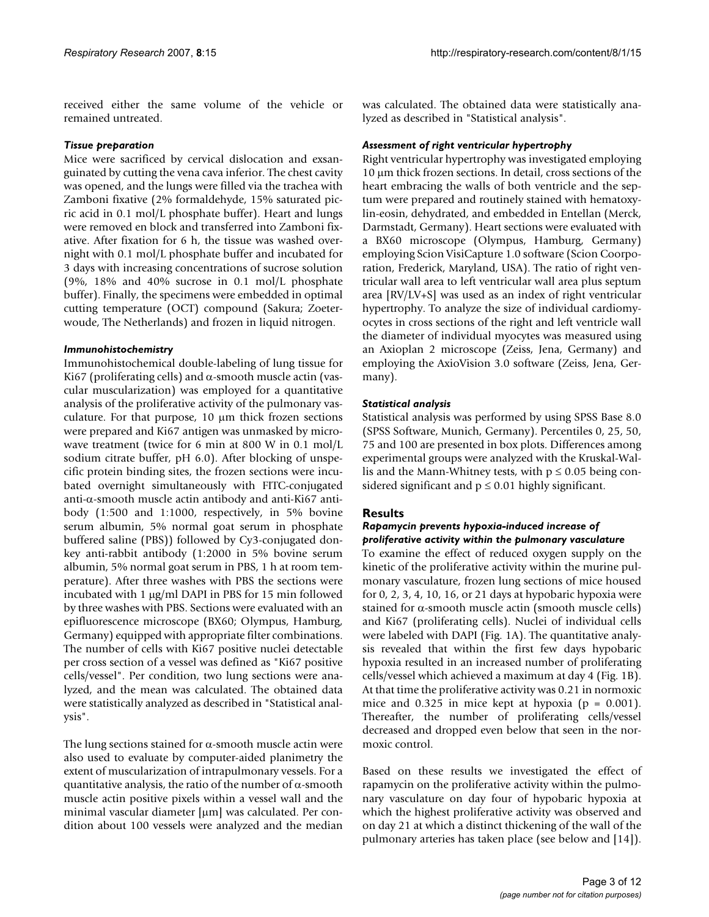received either the same volume of the vehicle or remained untreated.

### *Tissue preparation*

Mice were sacrificed by cervical dislocation and exsanguinated by cutting the vena cava inferior. The chest cavity was opened, and the lungs were filled via the trachea with Zamboni fixative (2% formaldehyde, 15% saturated picric acid in 0.1 mol/L phosphate buffer). Heart and lungs were removed en block and transferred into Zamboni fixative. After fixation for 6 h, the tissue was washed overnight with 0.1 mol/L phosphate buffer and incubated for 3 days with increasing concentrations of sucrose solution (9%, 18% and 40% sucrose in 0.1 mol/L phosphate buffer). Finally, the specimens were embedded in optimal cutting temperature (OCT) compound (Sakura; Zoeterwoude, The Netherlands) and frozen in liquid nitrogen.

### *Immunohistochemistry*

Immunohistochemical double-labeling of lung tissue for Ki67 (proliferating cells) and α-smooth muscle actin (vascular muscularization) was employed for a quantitative analysis of the proliferative activity of the pulmonary vasculature. For that purpose, 10 μm thick frozen sections were prepared and Ki67 antigen was unmasked by microwave treatment (twice for 6 min at 800 W in 0.1 mol/L sodium citrate buffer, pH 6.0). After blocking of unspecific protein binding sites, the frozen sections were incubated overnight simultaneously with FITC-conjugated anti-α-smooth muscle actin antibody and anti-Ki67 antibody (1:500 and 1:1000, respectively, in 5% bovine serum albumin, 5% normal goat serum in phosphate buffered saline (PBS)) followed by Cy3-conjugated donkey anti-rabbit antibody (1:2000 in 5% bovine serum albumin, 5% normal goat serum in PBS, 1 h at room temperature). After three washes with PBS the sections were incubated with 1 μg/ml DAPI in PBS for 15 min followed by three washes with PBS. Sections were evaluated with an epifluorescence microscope (BX60; Olympus, Hamburg, Germany) equipped with appropriate filter combinations. The number of cells with Ki67 positive nuclei detectable per cross section of a vessel was defined as "Ki67 positive cells/vessel". Per condition, two lung sections were analyzed, and the mean was calculated. The obtained data were statistically analyzed as described in "Statistical analysis".

The lung sections stained for α-smooth muscle actin were also used to evaluate by computer-aided planimetry the extent of muscularization of intrapulmonary vessels. For a quantitative analysis, the ratio of the number of α-smooth muscle actin positive pixels within a vessel wall and the minimal vascular diameter [μm] was calculated. Per condition about 100 vessels were analyzed and the median was calculated. The obtained data were statistically analyzed as described in "Statistical analysis".

### *Assessment of right ventricular hypertrophy*

Right ventricular hypertrophy was investigated employing 10 μm thick frozen sections. In detail, cross sections of the heart embracing the walls of both ventricle and the septum were prepared and routinely stained with hematoxylin-eosin, dehydrated, and embedded in Entellan (Merck, Darmstadt, Germany). Heart sections were evaluated with a BX60 microscope (Olympus, Hamburg, Germany) employing Scion VisiCapture 1.0 software (Scion Coorporation, Frederick, Maryland, USA). The ratio of right ventricular wall area to left ventricular wall area plus septum area [RV/LV+S] was used as an index of right ventricular hypertrophy. To analyze the size of individual cardiomyocytes in cross sections of the right and left ventricle wall the diameter of individual myocytes was measured using an Axioplan 2 microscope (Zeiss, Jena, Germany) and employing the AxioVision 3.0 software (Zeiss, Jena, Germany).

### *Statistical analysis*

Statistical analysis was performed by using SPSS Base 8.0 (SPSS Software, Munich, Germany). Percentiles 0, 25, 50, 75 and 100 are presented in box plots. Differences among experimental groups were analyzed with the Kruskal-Wallis and the Mann-Whitney tests, with $p \leq 0.05$ being considered significant and $p \leq 0.01$ highly significant.

## Results

### *Rapamycin prevents hypoxia-induced increase of proliferative activity within the pulmonary vasculature*

To examine the effect of reduced oxygen supply on the kinetic of the proliferative activity within the murine pulmonary vasculature, frozen lung sections of mice housed for 0, 2, 3, 4, 10, 16, or 21 days at hypobaric hypoxia were stained for α-smooth muscle actin (smooth muscle cells) and Ki67 (proliferating cells). Nuclei of individual cells were labeled with DAPI (Fig. 1A). The quantitative analysis revealed that within the first few days hypobaric hypoxia resulted in an increased number of proliferating cells/vessel which achieved a maximum at day 4 (Fig. 1B). At that time the proliferative activity was 0.21 in normoxic mice and 0.325 in mice kept at hypoxia ($p = 0.001$). Thereafter, the number of proliferating cells/vessel decreased and dropped even below that seen in the normoxic control.

Based on these results we investigated the effect of rapamycin on the proliferative activity within the pulmonary vasculature on day four of hypobaric hypoxia at which the highest proliferative activity was observed and on day 21 at which a distinct thickening of the wall of the pulmonary arteries has taken place (see below and [14]).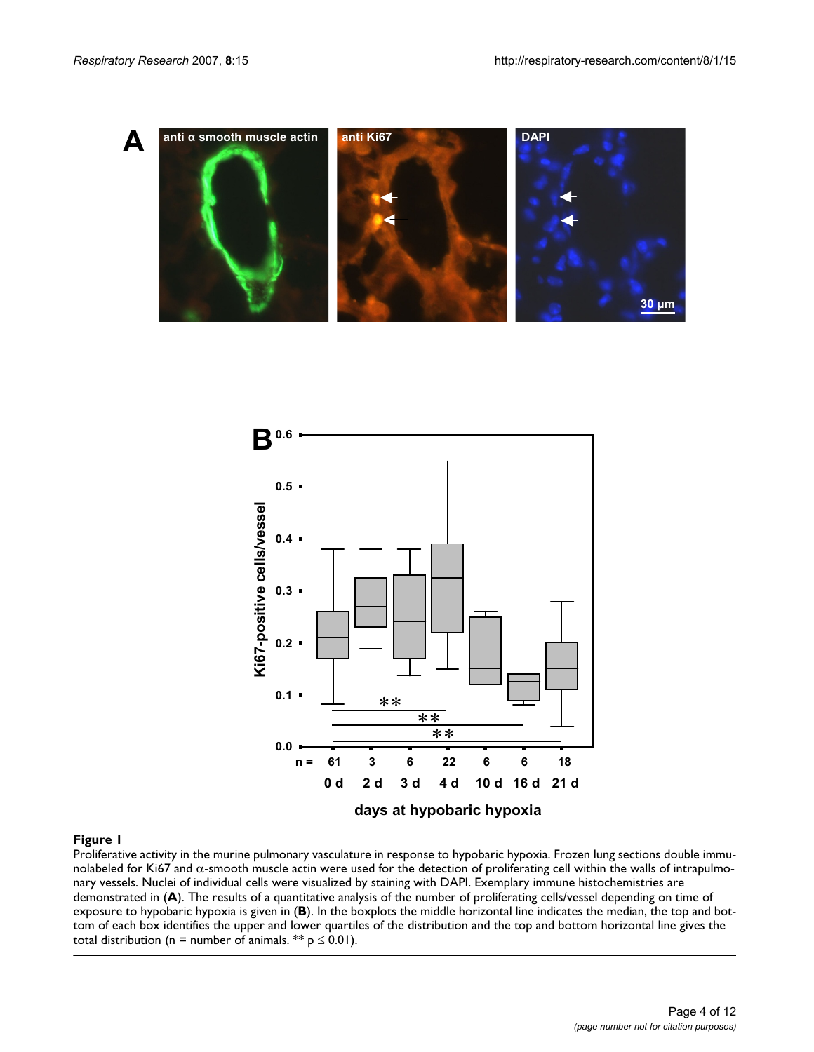**Figure 1**

Proliferative activity in the murine pulmonary vasculature in response to hypobaric hypoxia. Frozen lung sections double immunolabeled for Ki67 and α-smooth muscle actin were used for the detection of proliferating cell within the walls of intrapulmonary vessels. Nuclei of individual cells were visualized by staining with DAPI. Exemplary immune histochemistries are demonstrated in (**A**). The results of a quantitative analysis of the number of proliferating cells/vessel depending on time of exposure to hypobaric hypoxia is given in (**B**). In the boxplots the middle horizontal line indicates the median, the top and bottom of each box identifies the upper and lower quartiles of the distribution and the top and bottom horizontal line gives the total distribution (n = number of animals. ** $p \leq 0.01$).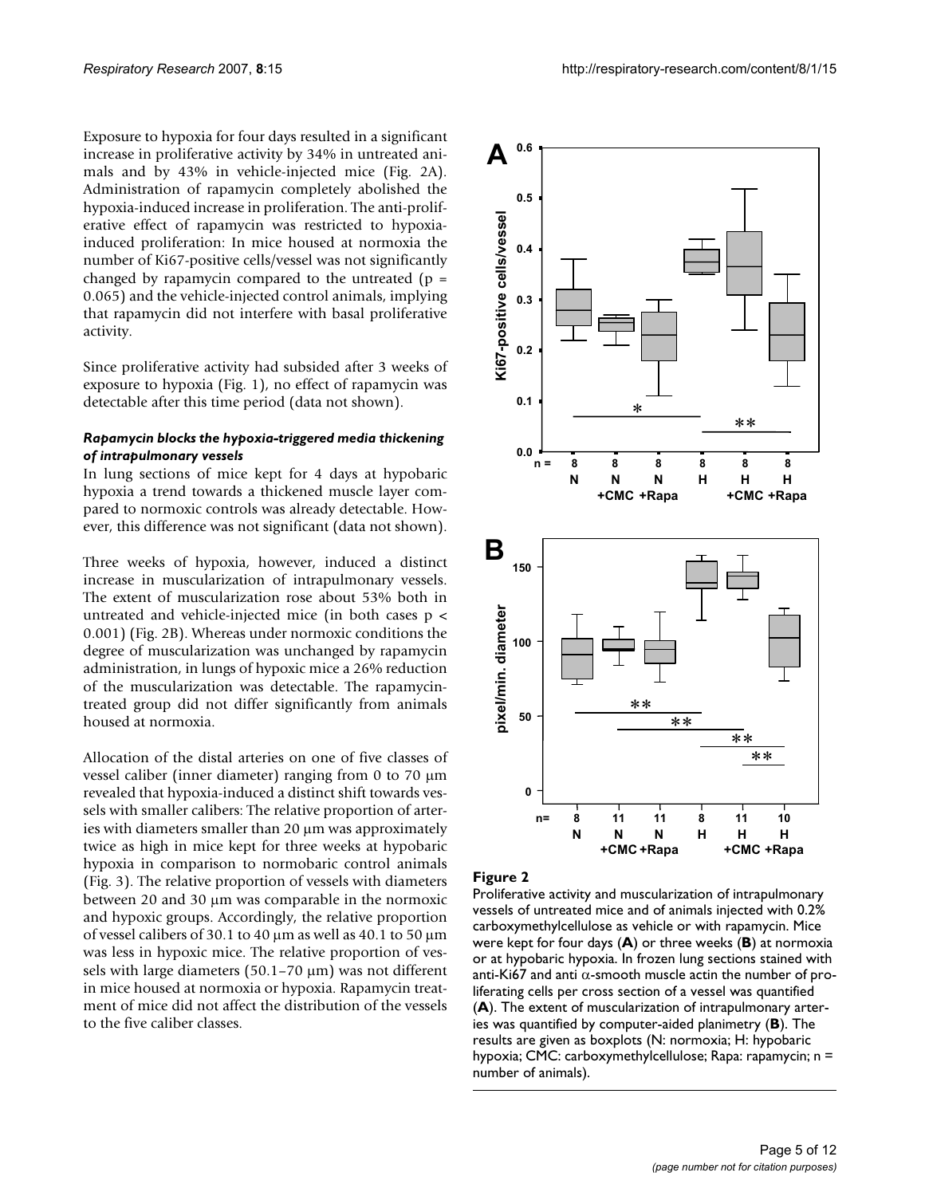Exposure to hypoxia for four days resulted in a significant increase in proliferative activity by 34% in untreated animals and by 43% in vehicle-injected mice (Fig. 2A). Administration of rapamycin completely abolished the hypoxia-induced increase in proliferation. The anti-proliferative effect of rapamycin was restricted to hypoxia-induced proliferation: In mice housed at normoxia the number of Ki67-positive cells/vessel was not significantly changed by rapamycin compared to the untreated ($p = 0.065$) and the vehicle-injected control animals, implying that rapamycin did not interfere with basal proliferative activity.

Since proliferative activity had subsided after 3 weeks of exposure to hypoxia (Fig. 1), no effect of rapamycin was detectable after this time period (data not shown).

#### *Rapamycin blocks the hypoxia-triggered media thickening of intrapulmonary vessels*

In lung sections of mice kept for 4 days at hypobaric hypoxia a trend towards a thickened muscle layer compared to normoxic controls was already detectable. However, this difference was not significant (data not shown).

Three weeks of hypoxia, however, induced a distinct increase in muscularization of intrapulmonary vessels. The extent of muscularization rose about 53% both in untreated and vehicle-injected mice (in both cases $p < 0.001$) (Fig. 2B). Whereas under normoxic conditions the degree of muscularization was unchanged by rapamycin administration, in lungs of hypoxic mice a 26% reduction of the muscularization was detectable. The rapamycin-treated group did not differ significantly from animals housed at normoxia.

Allocation of the distal arteries on one of five classes of vessel caliber (inner diameter) ranging from 0 to 70 μm revealed that hypoxia-induced a distinct shift towards vessels with smaller calibers: The relative proportion of arteries with diameters smaller than 20 μm was approximately twice as high in mice kept for three weeks at hypobaric hypoxia in comparison to normobaric control animals (Fig. 3). The relative proportion of vessels with diameters between 20 and 30 μm was comparable in the normoxic and hypoxic groups. Accordingly, the relative proportion of vessel calibers of 30.1 to 40 μm as well as 40.1 to 50 μm was less in hypoxic mice. The relative proportion of vessels with large diameters (50.1–70 μm) was not different in mice housed at normoxia or hypoxia. Rapamycin treatment of mice did not affect the distribution of the vessels to the five caliber classes.

**Figure 2**

Proliferative activity and muscularization of intrapulmonary vessels of untreated mice and of animals injected with 0.2% carboxymethylcellulose as vehicle or with rapamycin. Mice were kept for four days (**A**) or three weeks (**B**) at normoxia or at hypobaric hypoxia. In frozen lung sections stained with anti-Ki67 and anti α-smooth muscle actin the number of proliferating cells per cross section of a vessel was quantified (**A**). The extent of muscularization of intrapulmonary arteries was quantified by computer-aided planimetry (**B**). The results are given as boxplots (N: normoxia; H: hypobaric hypoxia; CMC: carboxymethylcellulose; Rapa: rapamycin; n = number of animals).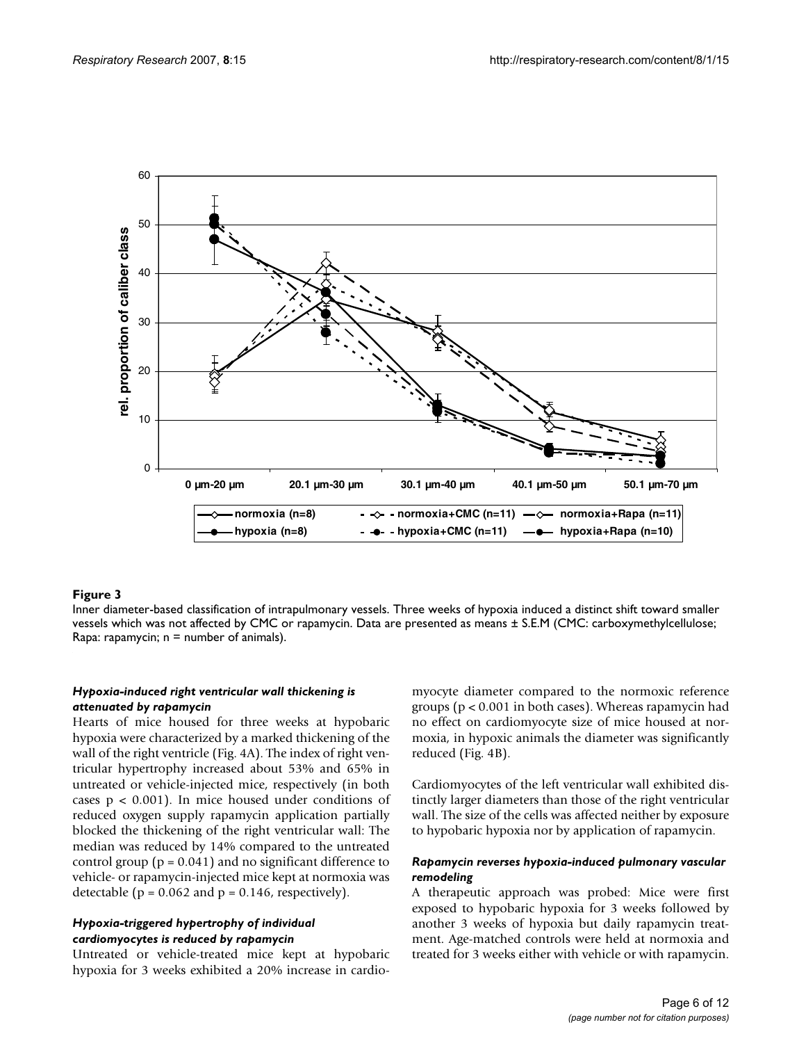**Figure 3**

Inner diameter-based classification of intrapulmonary vessels. Three weeks of hypoxia induced a distinct shift toward smaller vessels which was not affected by CMC or rapamycin. Data are presented as means ± S.E.M (CMC: carboxymethylcellulose; Rapa: rapamycin; n = number of animals).

### *Hypoxia-induced right ventricular wall thickening is attenuated by rapamycin*

Hearts of mice housed for three weeks at hypobaric hypoxia were characterized by a marked thickening of the wall of the right ventricle (Fig. 4A). The index of right ventricular hypertrophy increased about 53% and 65% in untreated or vehicle-injected mice, respectively (in both cases $p < 0.001$). In mice housed under conditions of reduced oxygen supply rapamycin application partially blocked the thickening of the right ventricular wall: The median was reduced by 14% compared to the untreated control group ($p = 0.041$) and no significant difference to vehicle- or rapamycin-injected mice kept at normoxia was detectable ($p = 0.062$ and $p = 0.146$, respectively).

### *Hypoxia-triggered hypertrophy of individual cardiomyocytes is reduced by rapamycin*

Untreated or vehicle-treated mice kept at hypobaric hypoxia for 3 weeks exhibited a 20% increase in cardiomyocyte diameter compared to the normoxic reference groups ($p < 0.001$ in both cases). Whereas rapamycin had no effect on cardiomyocyte size of mice housed at normoxia, in hypoxic animals the diameter was significantly reduced (Fig. 4B).

Cardiomyocytes of the left ventricular wall exhibited distinctly larger diameters than those of the right ventricular wall. The size of the cells was affected neither by exposure to hypobaric hypoxia nor by application of rapamycin.

### *Rapamycin reverses hypoxia-induced pulmonary vascular remodeling*

A therapeutic approach was probed: Mice were first exposed to hypobaric hypoxia for 3 weeks followed by another 3 weeks of hypoxia but daily rapamycin treatment. Age-matched controls were held at normoxia and treated for 3 weeks either with vehicle or with rapamycin.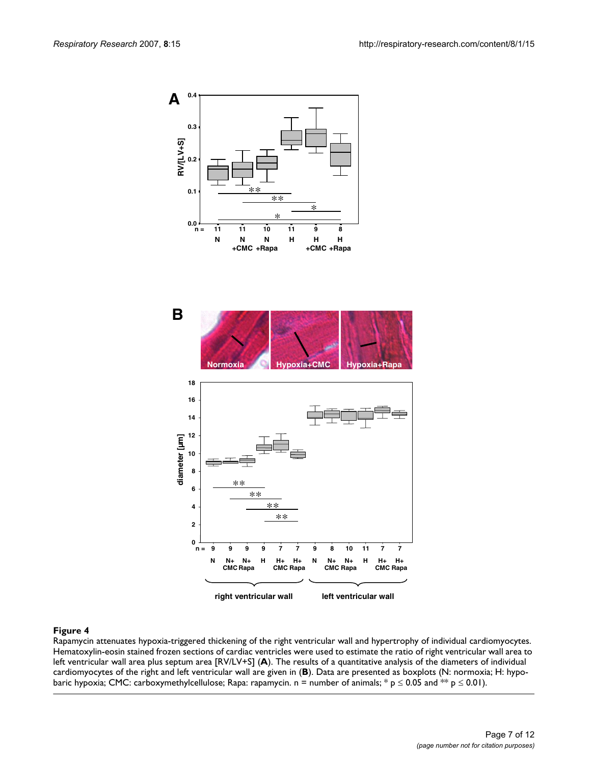**Figure 4**

Rapamycin attenuates hypoxia-triggered thickening of the right ventricular wall and hypertrophy of individual cardiomyocytes. Hematoxylin-eosin stained frozen sections of cardiac ventricles were used to estimate the ratio of right ventricular wall area to left ventricular wall area plus septum area [RV/LV+S] (**A**). The results of a quantitative analysis of the diameters of individual cardiomyocytes of the right and left ventricular wall are given in (**B**). Data are presented as boxplots (N: normoxia; H: hypobaric hypoxia; CMC: carboxymethylcellulose; Rapa: rapamycin. n = number of animals; * $p \leq 0.05$ and ** $p \leq 0.01$).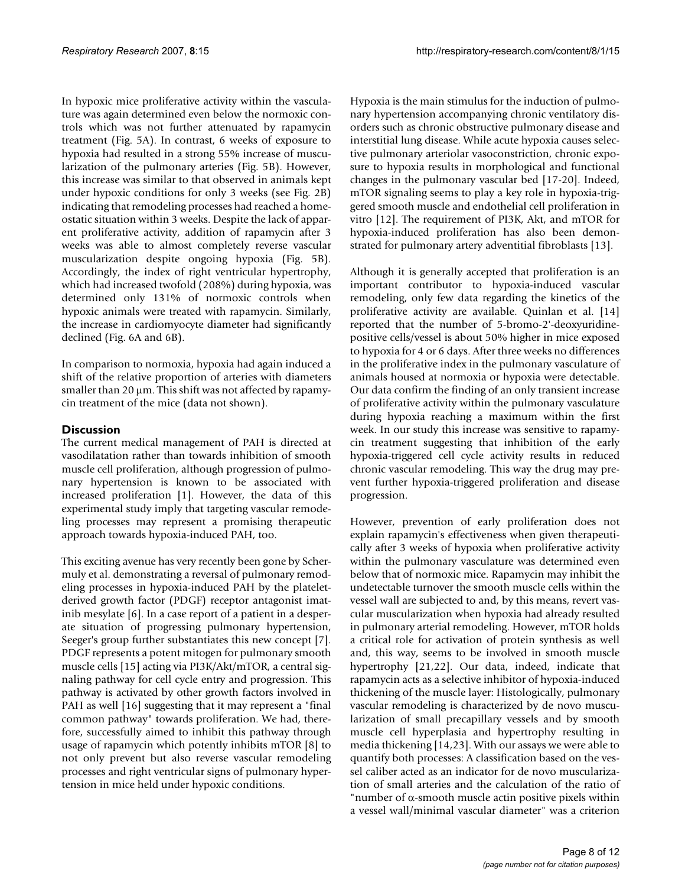In hypoxic mice proliferative activity within the vasculature was again determined even below the normoxic controls which was not further attenuated by rapamycin treatment (Fig. 5A). In contrast, 6 weeks of exposure to hypoxia had resulted in a strong 55% increase of muscularization of the pulmonary arteries (Fig. 5B). However, this increase was similar to that observed in animals kept under hypoxic conditions for only 3 weeks (see Fig. 2B) indicating that remodeling processes had reached a homeostatic situation within 3 weeks. Despite the lack of apparent proliferative activity, addition of rapamycin after 3 weeks was able to almost completely reverse vascular muscularization despite ongoing hypoxia (Fig. 5B). Accordingly, the index of right ventricular hypertrophy, which had increased twofold (208%) during hypoxia, was determined only 131% of normoxic controls when hypoxic animals were treated with rapamycin. Similarly, the increase in cardiomyocyte diameter had significantly declined (Fig. 6A and 6B).

In comparison to normoxia, hypoxia had again induced a shift of the relative proportion of arteries with diameters smaller than 20 μm. This shift was not affected by rapamycin treatment of the mice (data not shown).

## Discussion

The current medical management of PAH is directed at vasodilatation rather than towards inhibition of smooth muscle cell proliferation, although progression of pulmonary hypertension is known to be associated with increased proliferation [1]. However, the data of this experimental study imply that targeting vascular remodeling processes may represent a promising therapeutic approach towards hypoxia-induced PAH, too.

This exciting avenue has very recently been gone by Schermuly et al. demonstrating a reversal of pulmonary remodeling processes in hypoxia-induced PAH by the platelet-derived growth factor (PDGF) receptor antagonist imatinib mesylate [6]. In a case report of a patient in a desperate situation of progressing pulmonary hypertension, Seeger's group further substantiates this new concept [7]. PDGF represents a potent mitogen for pulmonary smooth muscle cells [15] acting via PI3K/Akt/mTOR, a central signaling pathway for cell cycle entry and progression. This pathway is activated by other growth factors involved in PAH as well [16] suggesting that it may represent a "final common pathway" towards proliferation. We had, therefore, successfully aimed to inhibit this pathway through usage of rapamycin which potently inhibits mTOR [8] to not only prevent but also reverse vascular remodeling processes and right ventricular signs of pulmonary hypertension in mice held under hypoxic conditions.

Hypoxia is the main stimulus for the induction of pulmonary hypertension accompanying chronic ventilatory disorders such as chronic obstructive pulmonary disease and interstitial lung disease. While acute hypoxia causes selective pulmonary arteriolar vasoconstriction, chronic exposure to hypoxia results in morphological and functional changes in the pulmonary vascular bed [17-20]. Indeed, mTOR signaling seems to play a key role in hypoxia-triggered smooth muscle and endothelial cell proliferation in vitro [12]. The requirement of PI3K, Akt, and mTOR for hypoxia-induced proliferation has also been demonstrated for pulmonary artery adventitial fibroblasts [13].

Although it is generally accepted that proliferation is an important contributor to hypoxia-induced vascular remodeling, only few data regarding the kinetics of the proliferative activity are available. Quinlan et al. [14] reported that the number of 5-bromo-2'-deoxyuridine-positive cells/vessel is about 50% higher in mice exposed to hypoxia for 4 or 6 days. After three weeks no differences in the proliferative index in the pulmonary vasculature of animals housed at normoxia or hypoxia were detectable. Our data confirm the finding of an only transient increase of proliferative activity within the pulmonary vasculature during hypoxia reaching a maximum within the first week. In our study this increase was sensitive to rapamycin treatment suggesting that inhibition of the early hypoxia-triggered cell cycle activity results in reduced chronic vascular remodeling. This way the drug may prevent further hypoxia-triggered proliferation and disease progression.

However, prevention of early proliferation does not explain rapamycin's effectiveness when given therapeutically after 3 weeks of hypoxia when proliferative activity within the pulmonary vasculature was determined even below that of normoxic mice. Rapamycin may inhibit the undetectable turnover the smooth muscle cells within the vessel wall are subjected to and, by this means, revert vascular muscularization when hypoxia had already resulted in pulmonary arterial remodeling. However, mTOR holds a critical role for activation of protein synthesis as well and, this way, seems to be involved in smooth muscle hypertrophy [21,22]. Our data, indeed, indicate that rapamycin acts as a selective inhibitor of hypoxia-induced thickening of the muscle layer: Histologically, pulmonary vascular remodeling is characterized by de novo muscularization of small precapillary vessels and by smooth muscle cell hyperplasia and hypertrophy resulting in media thickening [14,23]. With our assays we were able to quantify both processes: A classification based on the vessel caliber acted as an indicator for de novo muscularization of small arteries and the calculation of the ratio of "number of α-smooth muscle actin positive pixels within a vessel wall/minimal vascular diameter" was a criterion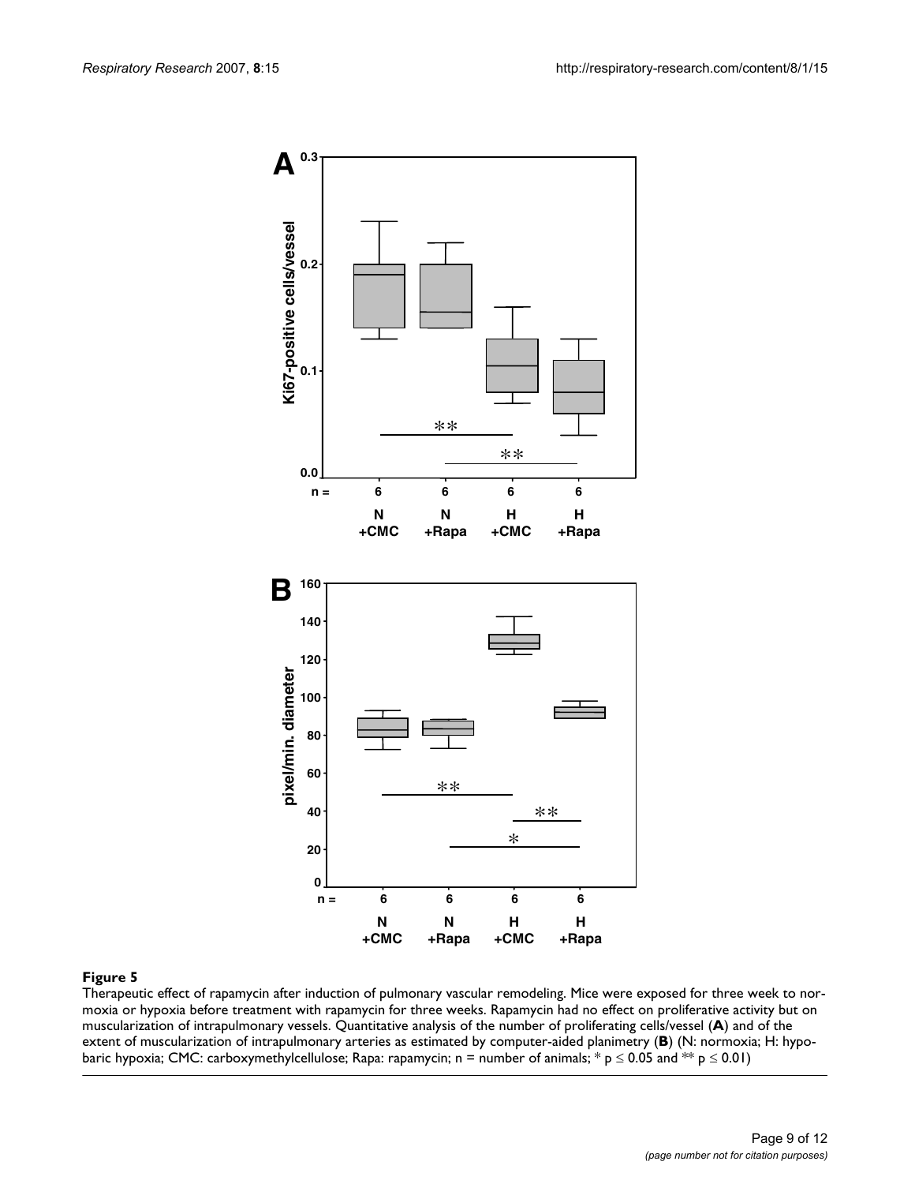**Figure 5**

Therapeutic effect of rapamycin after induction of pulmonary vascular remodeling. Mice were exposed for three week to normoxia or hypoxia before treatment with rapamycin for three weeks. Rapamycin had no effect on proliferative activity but on muscularization of intrapulmonary vessels. Quantitative analysis of the number of proliferating cells/vessel (**A**) and of the extent of muscularization of intrapulmonary arteries as estimated by computer-aided planimetry (**B**) (N: normoxia; H: hypobaric hypoxia; CMC: carboxymethylcellulose; Rapa: rapamycin; n = number of animals; * $p \leq 0.05$ and ** $p \leq 0.01$)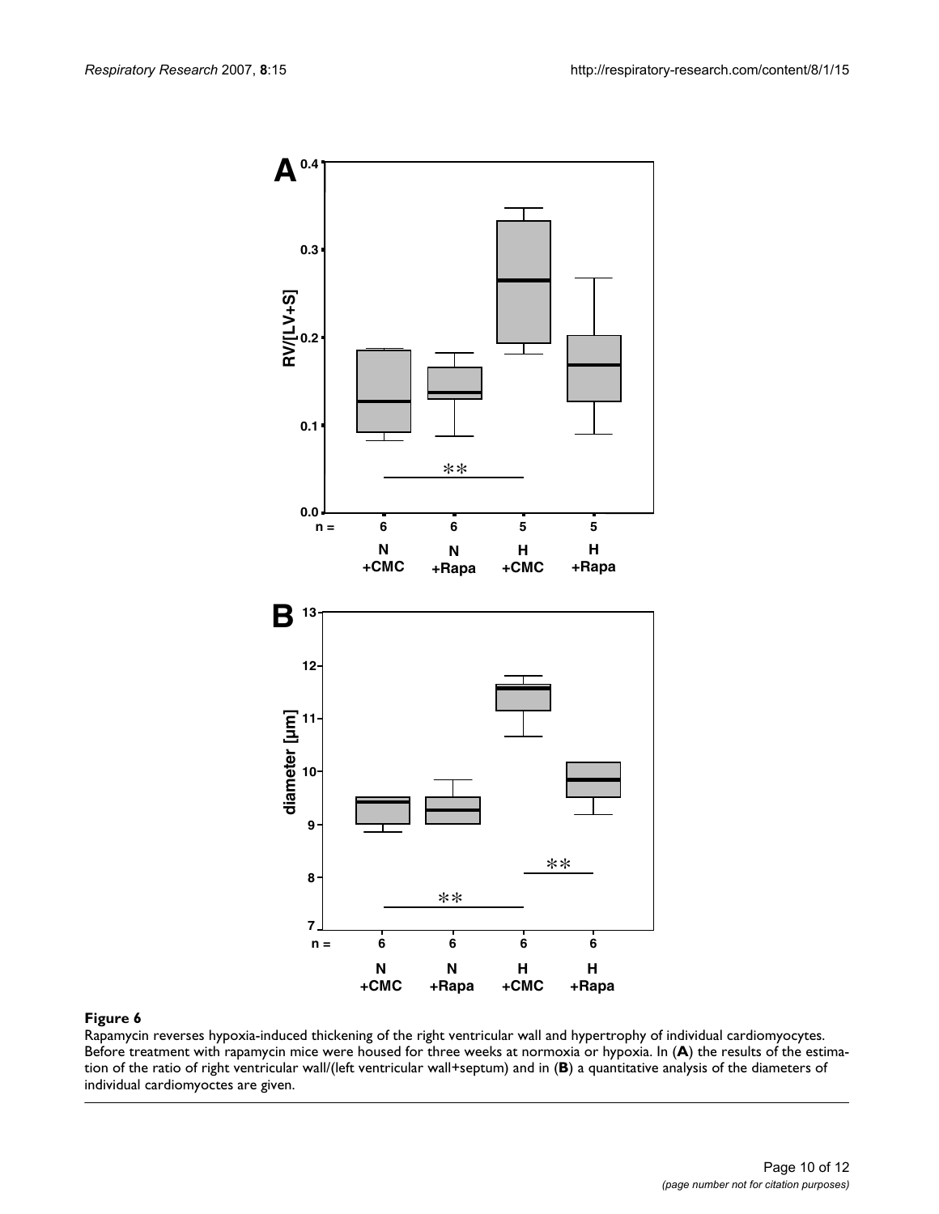**Figure 6**

Rapamycin reverses hypoxia-induced thickening of the right ventricular wall and hypertrophy of individual cardiomyocytes. Before treatment with rapamycin mice were housed for three weeks at normoxia or hypoxia. In (**A**) the results of the estimation of the ratio of right ventricular wall/(left ventricular wall+septum) and in (**B**) a quantitative analysis of the diameters of individual cardiomyoctes are given.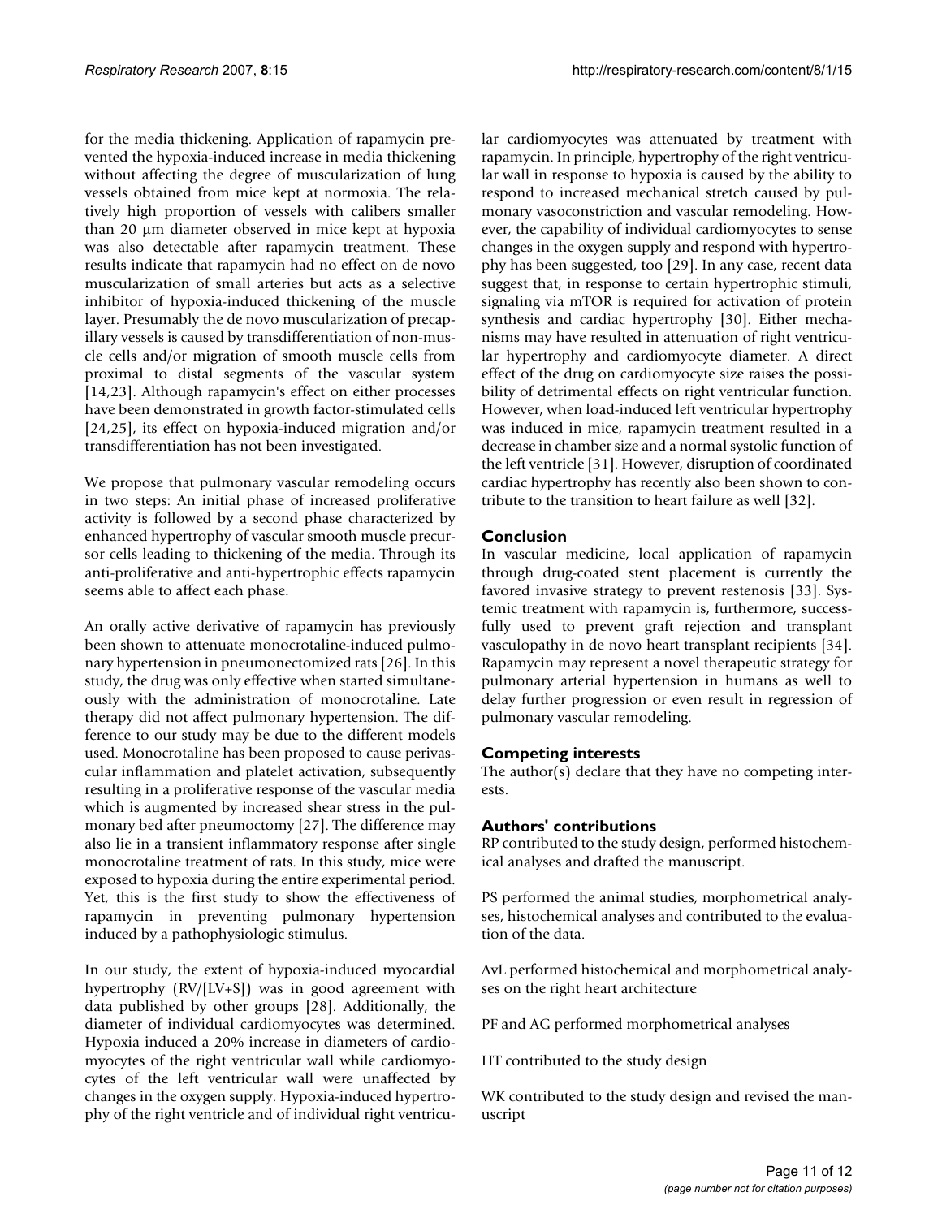for the media thickening. Application of rapamycin prevented the hypoxia-induced increase in media thickening without affecting the degree of muscularization of lung vessels obtained from mice kept at normoxia. The relatively high proportion of vessels with calibers smaller than 20 μm diameter observed in mice kept at hypoxia was also detectable after rapamycin treatment. These results indicate that rapamycin had no effect on de novo muscularization of small arteries but acts as a selective inhibitor of hypoxia-induced thickening of the muscle layer. Presumably the de novo muscularization of precapillary vessels is caused by transdifferentiation of non-muscle cells and/or migration of smooth muscle cells from proximal to distal segments of the vascular system [14,23]. Although rapamycin's effect on either processes have been demonstrated in growth factor-stimulated cells [24,25], its effect on hypoxia-induced migration and/or transdifferentiation has not been investigated.

We propose that pulmonary vascular remodeling occurs in two steps: An initial phase of increased proliferative activity is followed by a second phase characterized by enhanced hypertrophy of vascular smooth muscle precursor cells leading to thickening of the media. Through its anti-proliferative and anti-hypertrophic effects rapamycin seems able to affect each phase.

An orally active derivative of rapamycin has previously been shown to attenuate monocrotaline-induced pulmonary hypertension in pneumonectomized rats [26]. In this study, the drug was only effective when started simultaneously with the administration of monocrotaline. Late therapy did not affect pulmonary hypertension. The difference to our study may be due to the different models used. Monocrotaline has been proposed to cause perivascular inflammation and platelet activation, subsequently resulting in a proliferative response of the vascular media which is augmented by increased shear stress in the pulmonary bed after pneumoctomy [27]. The difference may also lie in a transient inflammatory response after single monocrotaline treatment of rats. In this study, mice were exposed to hypoxia during the entire experimental period. Yet, this is the first study to show the effectiveness of rapamycin in preventing pulmonary hypertension induced by a pathophysiologic stimulus.

In our study, the extent of hypoxia-induced myocardial hypertrophy (RV/[LV+S]) was in good agreement with data published by other groups [28]. Additionally, the diameter of individual cardiomyocytes was determined. Hypoxia induced a 20% increase in diameters of cardiomyocytes of the right ventricular wall while cardiomyocytes of the left ventricular wall were unaffected by changes in the oxygen supply. Hypoxia-induced hypertrophy of the right ventricle and of individual right ventricular cardiomyocytes was attenuated by treatment with rapamycin. In principle, hypertrophy of the right ventricular wall in response to hypoxia is caused by the ability to respond to increased mechanical stretch caused by pulmonary vasoconstriction and vascular remodeling. However, the capability of individual cardiomyocytes to sense changes in the oxygen supply and respond with hypertrophy has been suggested, too [29]. In any case, recent data suggest that, in response to certain hypertrophic stimuli, signaling via mTOR is required for activation of protein synthesis and cardiac hypertrophy [30]. Either mechanisms may have resulted in attenuation of right ventricular hypertrophy and cardiomyocyte diameter. A direct effect of the drug on cardiomyocyte size raises the possibility of detrimental effects on right ventricular function. However, when load-induced left ventricular hypertrophy was induced in mice, rapamycin treatment resulted in a decrease in chamber size and a normal systolic function of the left ventricle [31]. However, disruption of coordinated cardiac hypertrophy has recently also been shown to contribute to the transition to heart failure as well [32].

## Conclusion

In vascular medicine, local application of rapamycin through drug-coated stent placement is currently the favored invasive strategy to prevent restenosis [33]. Systemic treatment with rapamycin is, furthermore, successfully used to prevent graft rejection and transplant vasculopathy in de novo heart transplant recipients [34]. Rapamycin may represent a novel therapeutic strategy for pulmonary arterial hypertension in humans as well to delay further progression or even result in regression of pulmonary vascular remodeling.

## Competing interests

The author(s) declare that they have no competing interests.

## Authors' contributions

RP contributed to the study design, performed histochemical analyses and drafted the manuscript.

PS performed the animal studies, morphometrical analyses, histochemical analyses and contributed to the evaluation of the data.

AvL performed histochemical and morphometrical analyses on the right heart architecture

PF and AG performed morphometrical analyses

HT contributed to the study design

WK contributed to the study design and revised the manuscript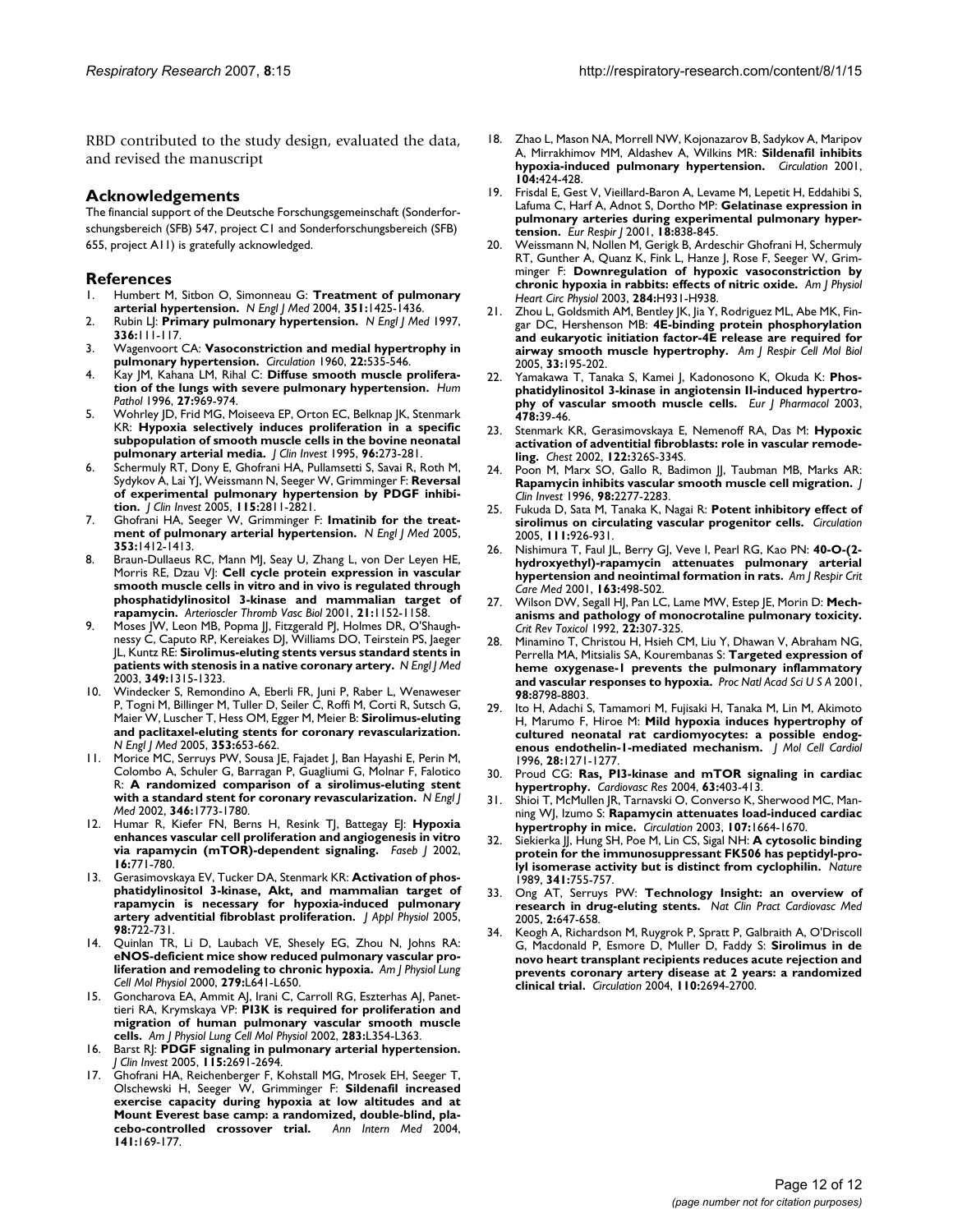RBD contributed to the study design, evaluated the data, and revised the manuscript

## Acknowledgements

The financial support of the Deutsche Forschungsgemeinschaft (Sonderforschungsbereich (SFB) 547, project C1 and Sonderforschungsbereich (SFB) 655, project A11) is gratefully acknowledged.

## References

1. Humbert M, Sitbon O, Simonneau G: **Treatment of pulmonary arterial hypertension.** *N Engl J Med* 2004, **351:**1425-1436.
2. Rubin LJ: **Primary pulmonary hypertension.** *N Engl J Med* 1997, **336:**111-117.
3. Wagenvoort CA: **Vasoconstriction and medial hypertrophy in pulmonary hypertension.** *Circulation* 1960, **22:**535-546.
4. Kay JM, Kahana LM, Rihal C: **Diffuse smooth muscle proliferation of the lungs with severe pulmonary hypertension.** *Hum Pathol* 1996, **27:**969-974.
5. Wohrley JD, Frid MG, Moiseeva EP, Orton EC, Belknap JK, Stenmark KR: **Hypoxia selectively induces proliferation in a specific subpopulation of smooth muscle cells in the bovine neonatal pulmonary arterial media.** *J Clin Invest* 1995, **96:**273-281.
6. Schermuly RT, Dony E, Ghofrani HA, Pullamsetti S, Savai R, Roth M, Sydykov A, Lai YJ, Weissmann N, Seeger W, Grimminger F: **Reversal of experimental pulmonary hypertension by PDGF inhibition.** *J Clin Invest* 2005, **115:**2811-2821.
7. Ghofrani HA, Seeger W, Grimminger F: **Imatinib for the treatment of pulmonary arterial hypertension.** *N Engl J Med* 2005, **353:**1412-1413.
8. Braun-Dullaeus RC, Mann MJ, Seay U, Zhang L, von Der Leyen HE, Morris RE, Dzau VJ: **Cell cycle protein expression in vascular smooth muscle cells in vitro and in vivo is regulated through phosphatidylinositol 3-kinase and mammalian target of rapamycin.** *Arterioscler Thromb Vasc Biol* 2001, **21:**1152-1158.
9. Moses JW, Leon MB, Popma JJ, Fitzgerald PJ, Holmes DR, O'Shaughnessy C, Caputo RP, Kereiakes DJ, Williams DO, Teirstein PS, Jaeger JL, Kuntz RE: **Sirolimus-eluting stents versus standard stents in patients with stenosis in a native coronary artery.** *N Engl J Med* 2003, **349:**1315-1323.
10. Windecker S, Remondino A, Eberli FR, Juni P, Raber L, Wenaweser P, Togni M, Billinger M, Tuller D, Seiler C, Roffi M, Corti R, Sutsch G, Maier W, Luscher T, Hess OM, Egger M, Meier B: **Sirolimus-eluting and paclitaxel-eluting stents for coronary revascularization.** *N Engl J Med* 2005, **353:**653-662.
11. Morice MC, Serruys PW, Sousa JE, Fajadet J, Ban Hayashi E, Perin M, Colombo A, Schuler G, Barragan P, Guagliumi G, Molnar F, Falotico R: **A randomized comparison of a sirolimus-eluting stent with a standard stent for coronary revascularization.** *N Engl J Med* 2002, **346:**1773-1780.
12. Humar R, Kiefer FN, Berns H, Resink TJ, Battegay EJ: **Hypoxia enhances vascular cell proliferation and angiogenesis in vitro via rapamycin (mTOR)-dependent signaling.** *Faseb J* 2002, **16:**771-780.
13. Gerasimovskaya EV, Tucker DA, Stenmark KR: **Activation of phosphatidylinositol 3-kinase, Akt, and mammalian target of rapamycin is necessary for hypoxia-induced pulmonary artery adventitial fibroblast proliferation.** *J Appl Physiol* 2005, **98:**722-731.
14. Quinlan TR, Li D, Laubach VE, Shesely EG, Zhou N, Johns RA: **eNOS-deficient mice show reduced pulmonary vascular proliferation and remodeling to chronic hypoxia.** *Am J Physiol Lung Cell Mol Physiol* 2000, **279:**L641-L650.
15. Goncharova EA, Ammit AJ, Irani C, Carroll RG, Eszterhas AJ, Panettieri RA, Krymskaya VP: **PI3K is required for proliferation and migration of human pulmonary vascular smooth muscle cells.** *Am J Physiol Lung Cell Mol Physiol* 2002, **283:**L354-L363.
16. Barst RJ: **PDGF signaling in pulmonary arterial hypertension.** *J Clin Invest* 2005, **115:**2691-2694.
17. Ghofrani HA, Reichenberger F, Kohstall MG, Mrosek EH, Seeger T, Olschewski H, Seeger W, Grimminger F: **Sildenafil increased exercise capacity during hypoxia at low altitudes and at Mount Everest base camp: a randomized, double-blind, placebo-controlled crossover trial.** *Ann Intern Med* 2004, **141:**169-177.
18. Zhao L, Mason NA, Morrell NW, Kojonazarov B, Sadykov A, Maripov A, Mirrakhimov MM, Aldashev A, Wilkins MR: **Sildenafil inhibits hypoxia-induced pulmonary hypertension.** *Circulation* 2001, **104:**424-428.
19. Frisdal E, Gest V, Vieillard-Baron A, Levame M, Lepetit H, Eddahibi S, Lafuma C, Harf A, Adnot S, Dortho MP: **Gelatinase expression in pulmonary arteries during experimental pulmonary hypertension.** *Eur Respir J* 2001, **18:**838-845.
20. Weissmann N, Nollen M, Gerigk B, Ardeschir Ghofrani H, Schermuly RT, Gunther A, Quanz K, Fink L, Hanze J, Rose F, Seeger W, Grimminger F: **Downregulation of hypoxic vasoconstriction by chronic hypoxia in rabbits: effects of nitric oxide.** *Am J Physiol Heart Circ Physiol* 2003, **284:**H931-H938.
21. Zhou L, Goldsmith AM, Bentley JK, Jia Y, Rodriguez ML, Abe MK, Fingar DC, Hershenson MB: **4E-binding protein phosphorylation and eukaryotic initiation factor-4E release are required for airway smooth muscle hypertrophy.** *Am J Respir Cell Mol Biol* 2005, **33:**195-202.
22. Yamakawa T, Tanaka S, Kamei J, Kadonosono K, Okuda K: **Phosphatidylinositol 3-kinase in angiotensin II-induced hypertrophy of vascular smooth muscle cells.** *Eur J Pharmacol* 2003, **478:**39-46.
23. Stenmark KR, Gerasimovskaya E, Nemenoff RA, Das M: **Hypoxic activation of adventitial fibroblasts: role in vascular remodeling.** *Chest* 2002, **122:**326S-334S.
24. Poon M, Marx SO, Gallo R, Badimon JJ, Taubman MB, Marks AR: **Rapamycin inhibits vascular smooth muscle cell migration.** *J Clin Invest* 1996, **98:**2277-2283.
25. Fukuda D, Sata M, Tanaka K, Nagai R: **Potent inhibitory effect of sirolimus on circulating vascular progenitor cells.** *Circulation* 2005, **111:**926-931.
26. Nishimura T, Faul JL, Berry GJ, Veve I, Pearl RG, Kao PN: **40-O-(2-hydroxyethyl)-rapamycin attenuates pulmonary arterial hypertension and neointimal formation in rats.** *Am J Respir Crit Care Med* 2001, **163:**498-502.
27. Wilson DW, Segall HJ, Pan LC, Lame MW, Estep JE, Morin D: **Mechanisms and pathology of monocrotaline pulmonary toxicity.** *Crit Rev Toxicol* 1992, **22:**307-325.
28. Minamino T, Christou H, Hsieh CM, Liu Y, Dhawan V, Abraham NG, Perrella MA, Mitsialis SA, Kourembanas S: **Targeted expression of heme oxygenase-1 prevents the pulmonary inflammatory and vascular responses to hypoxia.** *Proc Natl Acad Sci U S A* 2001, **98:**8798-8803.
29. Ito H, Adachi S, Tamamori M, Fujisaki H, Tanaka M, Lin M, Akimoto H, Marumo F, Hiroe M: **Mild hypoxia induces hypertrophy of cultured neonatal rat cardiomyocytes: a possible endogenous endothelin-1-mediated mechanism.** *J Mol Cell Cardiol* 1996, **28:**1271-1277.
30. Proud CG: **Ras, PI3-kinase and mTOR signaling in cardiac hypertrophy.** *Cardiovasc Res* 2004, **63:**403-413.
31. Shioi T, McMullen JR, Tarnavski O, Converso K, Sherwood MC, Manning WJ, Izumo S: **Rapamycin attenuates load-induced cardiac hypertrophy in mice.** *Circulation* 2003, **107:**1664-1670.
32. Siekierka JJ, Hung SH, Poe M, Lin CS, Sigal NH: **A cytosolic binding protein for the immunosuppressant FK506 has peptidyl-prolyl isomerase activity but is distinct from cyclophilin.** *Nature* 1989, **341:**755-757.
33. Ong AT, Serruys PW: **Technology Insight: an overview of research in drug-eluting stents.** *Nat Clin Pract Cardiovasc Med* 2005, **2:**647-658.
34. Keogh A, Richardson M, Ruygrok P, Spratt P, Galbraith A, O'Driscoll G, Macdonald P, Esmore D, Muller D, Faddy S: **Sirolimus in de novo heart transplant recipients reduces acute rejection and prevents coronary artery disease at 2 years: a randomized clinical trial.** *Circulation* 2004, **110:**2694-2700.